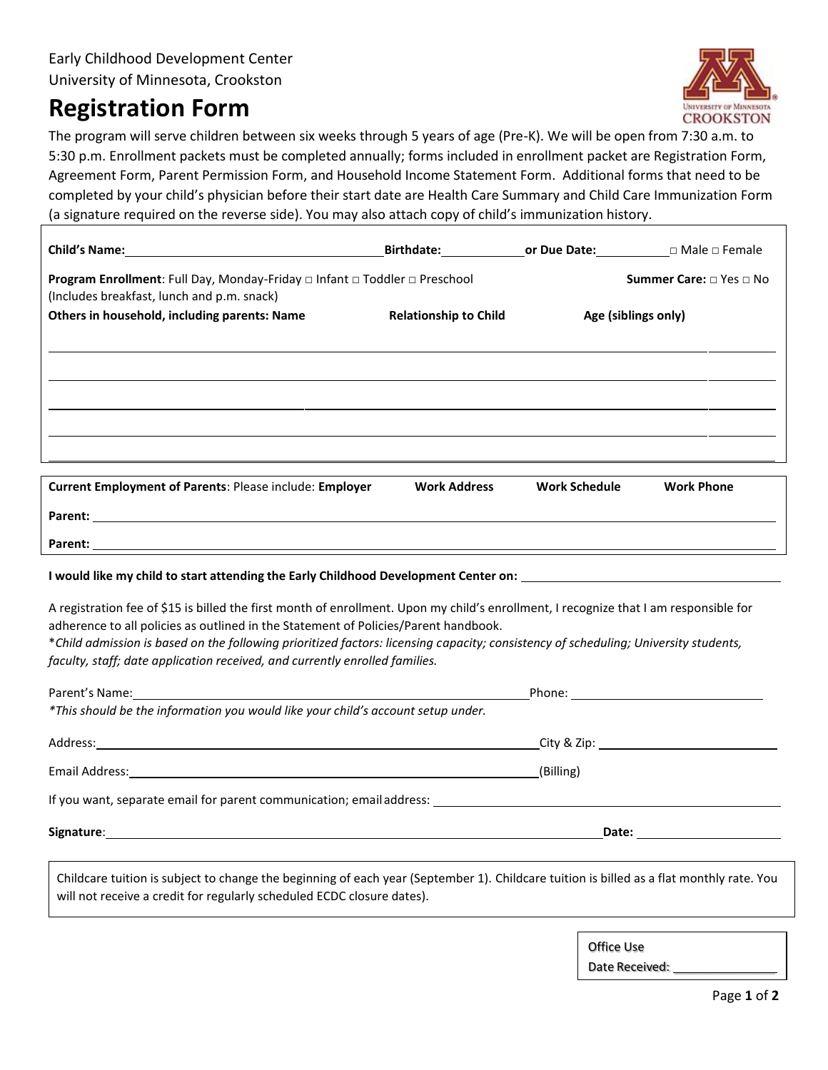Early Childhood Development Center
University of Minnesota, Crookston

# Registration Form

The program will serve children between six weeks through 5 years of age (Pre-K). We will be open from 7:30 a.m. to 5:30 p.m. Enrollment packets must be completed annually; forms included in enrollment packet are Registration Form, Agreement Form, Parent Permission Form, and Household Income Statement Form. Additional forms that need to be completed by your child's physician before their start date are Health Care Summary and Child Care Immunization Form (a signature required on the reverse side). You may also attach copy of child's immunization history.

**Child's Name:** ______________________ **Birthdate:** __________ **or Due Date:** __________ □ Male □ Female

**Program Enrollment**: Full Day, Monday-Friday □ Infant □ Toddler □ Preschool **Summer Care:** □ Yes □ No
(Includes breakfast, lunch and p.m. snack)

| Others in household, including parents: Name | Relationship to Child | Age (siblings only) |
| --- | --- | --- |
| | | |
| | | |
| | | |
| | | |
| | | |

**Current Employment of Parents**: Please include: **Employer** **Work Address** **Work Schedule** **Work Phone**

**Parent:** ______________________________________________

**Parent:** ______________________________________________

**I would like my child to start attending the Early Childhood Development Center on:** ______________________

A registration fee of $15 is billed the first month of enrollment. Upon my child's enrollment, I recognize that I am responsible for adherence to all policies as outlined in the Statement of Policies/Parent handbook.
**Child admission is based on the following prioritized factors: licensing capacity; consistency of scheduling; University students, faculty, staff; date application received, and currently enrolled families.*

Parent's Name: ______________________________ Phone: ______________________
*This should be the information you would like your child's account setup under.*

Address: ______________________________ City & Zip: ______________________

Email Address: ______________________________ (Billing)

If you want, separate email for parent communication; email address: ______________________

**Signature**: ______________________________ **Date:** ______________________

Childcare tuition is subject to change the beginning of each year (September 1). Childcare tuition is billed as a flat monthly rate. You will not receive a credit for regularly scheduled ECDC closure dates).

Office Use
Date Received: ______________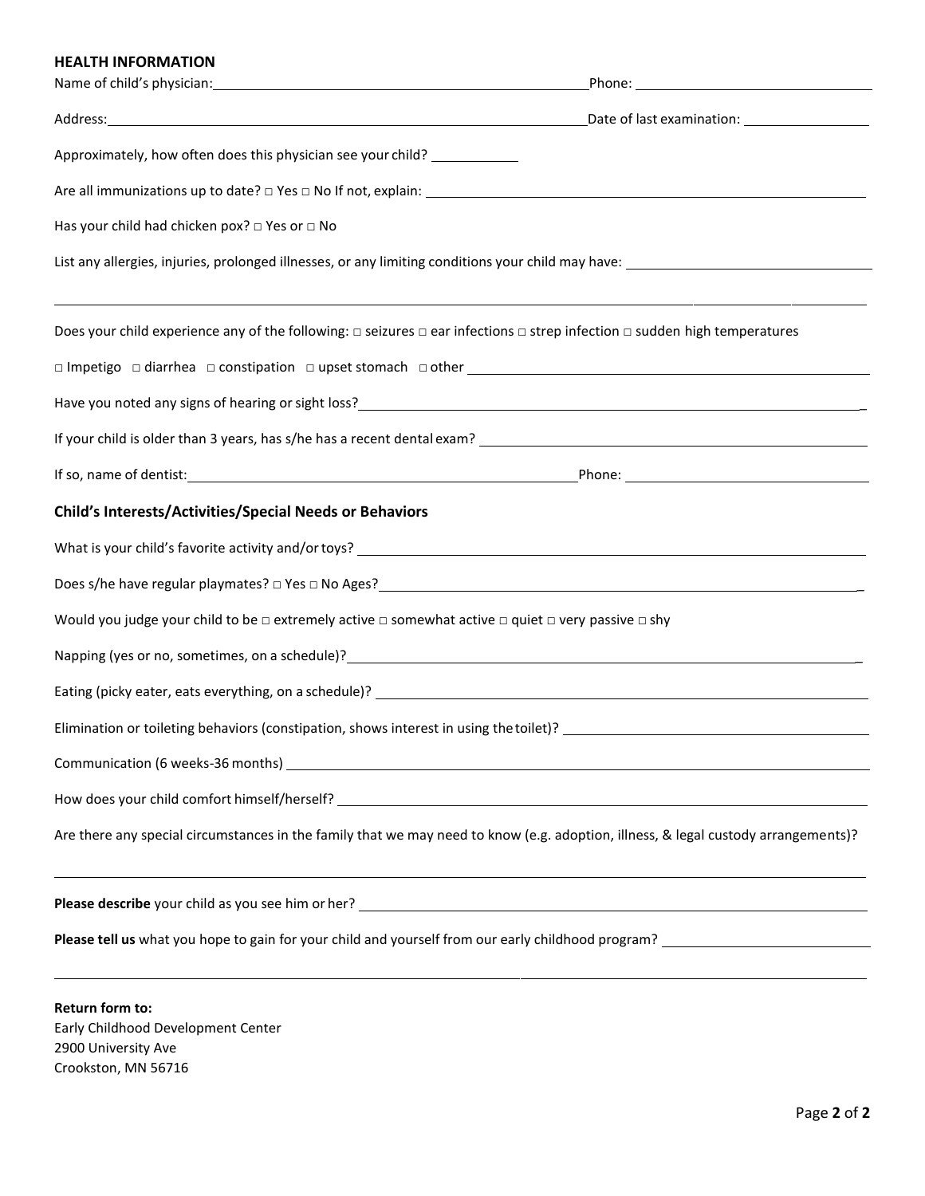**HEALTH INFORMATION**

Name of child's physician: ______________________________ Phone: ____________________

Address: ______________________________ Date of last examination: ____________________

Approximately, how often does this physician see your child? ____________

Are all immunizations up to date? □ Yes □ No If not, explain: ______________________________

Has your child had chicken pox? □ Yes or □ No

List any allergies, injuries, prolonged illnesses, or any limiting conditions your child may have: ______________________________

______________________________

Does your child experience any of the following: □ seizures □ ear infections □ strep infection □ sudden high temperatures

□ Impetigo □ diarrhea □ constipation □ upset stomach □ other ______________________________

Have you noted any signs of hearing or sight loss? ______________________________

If your child is older than 3 years, has s/he has a recent dental exam? ______________________________

If so, name of dentist: ______________________________ Phone: ____________________

**Child's Interests/Activities/Special Needs or Behaviors**

What is your child's favorite activity and/or toys? ______________________________

Does s/he have regular playmates? □ Yes □ No Ages? ______________________________

Would you judge your child to be □ extremely active □ somewhat active □ quiet □ very passive □ shy

Napping (yes or no, sometimes, on a schedule)? ______________________________

Eating (picky eater, eats everything, on a schedule)? ______________________________

Elimination or toileting behaviors (constipation, shows interest in using the toilet)? ______________________________

Communication (6 weeks-36 months) ______________________________

How does your child comfort himself/herself? ______________________________

Are there any special circumstances in the family that we may need to know (e.g. adoption, illness, & legal custody arrangements)?

______________________________

**Please describe** your child as you see him or her? ______________________________

**Please tell us** what you hope to gain for your child and yourself from our early childhood program? ______________________________

______________________________

**Return form to:**
Early Childhood Development Center
2900 University Ave
Crookston, MN 56716